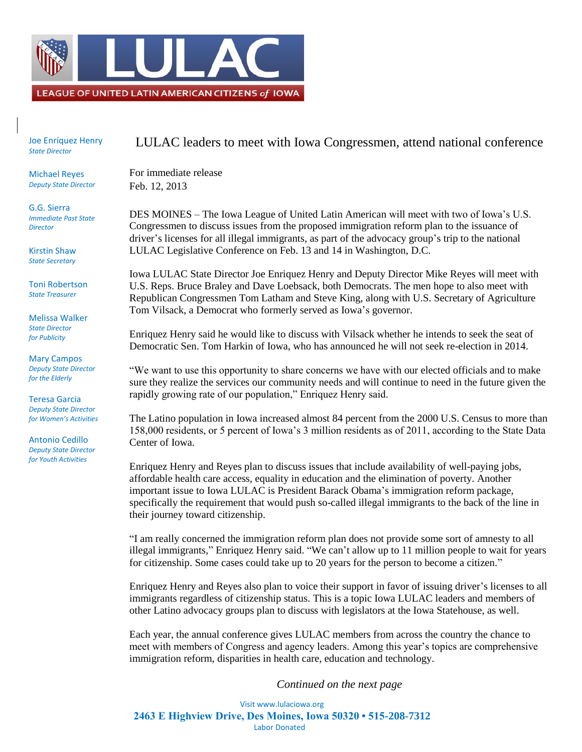LEAGUE OF UNITED LATIN AMERICAN CITIZENS *of* IOWA

Joe Enríquez Henry
*State Director*

Michael Reyes
*Deputy State Director*

G.G. Sierra
*Immediate Past State Director*

Kirstin Shaw
*State Secretary*

Toni Robertson
*State Treasurer*

Melissa Walker
*State Director for Publicity*

Mary Campos
*Deputy State Director for the Elderly*

Teresa Garcia
*Deputy State Director for Women's Activities*

Antonio Cedillo
*Deputy State Director for Youth Activities*

# LULAC leaders to meet with Iowa Congressmen, attend national conference

For immediate release
Feb. 12, 2013

DES MOINES – The Iowa League of United Latin American will meet with two of Iowa's U.S. Congressmen to discuss issues from the proposed immigration reform plan to the issuance of driver's licenses for all illegal immigrants, as part of the advocacy group's trip to the national LULAC Legislative Conference on Feb. 13 and 14 in Washington, D.C.

Iowa LULAC State Director Joe Enriquez Henry and Deputy Director Mike Reyes will meet with U.S. Reps. Bruce Braley and Dave Loebsack, both Democrats. The men hope to also meet with Republican Congressmen Tom Latham and Steve King, along with U.S. Secretary of Agriculture Tom Vilsack, a Democrat who formerly served as Iowa's governor.

Enriquez Henry said he would like to discuss with Vilsack whether he intends to seek the seat of Democratic Sen. Tom Harkin of Iowa, who has announced he will not seek re-election in 2014.

"We want to use this opportunity to share concerns we have with our elected officials and to make sure they realize the services our community needs and will continue to need in the future given the rapidly growing rate of our population," Enriquez Henry said.

The Latino population in Iowa increased almost 84 percent from the 2000 U.S. Census to more than 158,000 residents, or 5 percent of Iowa's 3 million residents as of 2011, according to the State Data Center of Iowa.

Enriquez Henry and Reyes plan to discuss issues that include availability of well-paying jobs, affordable health care access, equality in education and the elimination of poverty. Another important issue to Iowa LULAC is President Barack Obama's immigration reform package, specifically the requirement that would push so-called illegal immigrants to the back of the line in their journey toward citizenship.

"I am really concerned the immigration reform plan does not provide some sort of amnesty to all illegal immigrants," Enriquez Henry said. "We can't allow up to 11 million people to wait for years for citizenship. Some cases could take up to 20 years for the person to become a citizen."

Enriquez Henry and Reyes also plan to voice their support in favor of issuing driver's licenses to all immigrants regardless of citizenship status. This is a topic Iowa LULAC leaders and members of other Latino advocacy groups plan to discuss with legislators at the Iowa Statehouse, as well.

Each year, the annual conference gives LULAC members from across the country the chance to meet with members of Congress and agency leaders. Among this year's topics are comprehensive immigration reform, disparities in health care, education and technology.

*Continued on the next page*

Visit www.lulaciowa.org
**2463 E Highview Drive, Des Moines, Iowa 50320 • 515-208-7312**
Labor Donated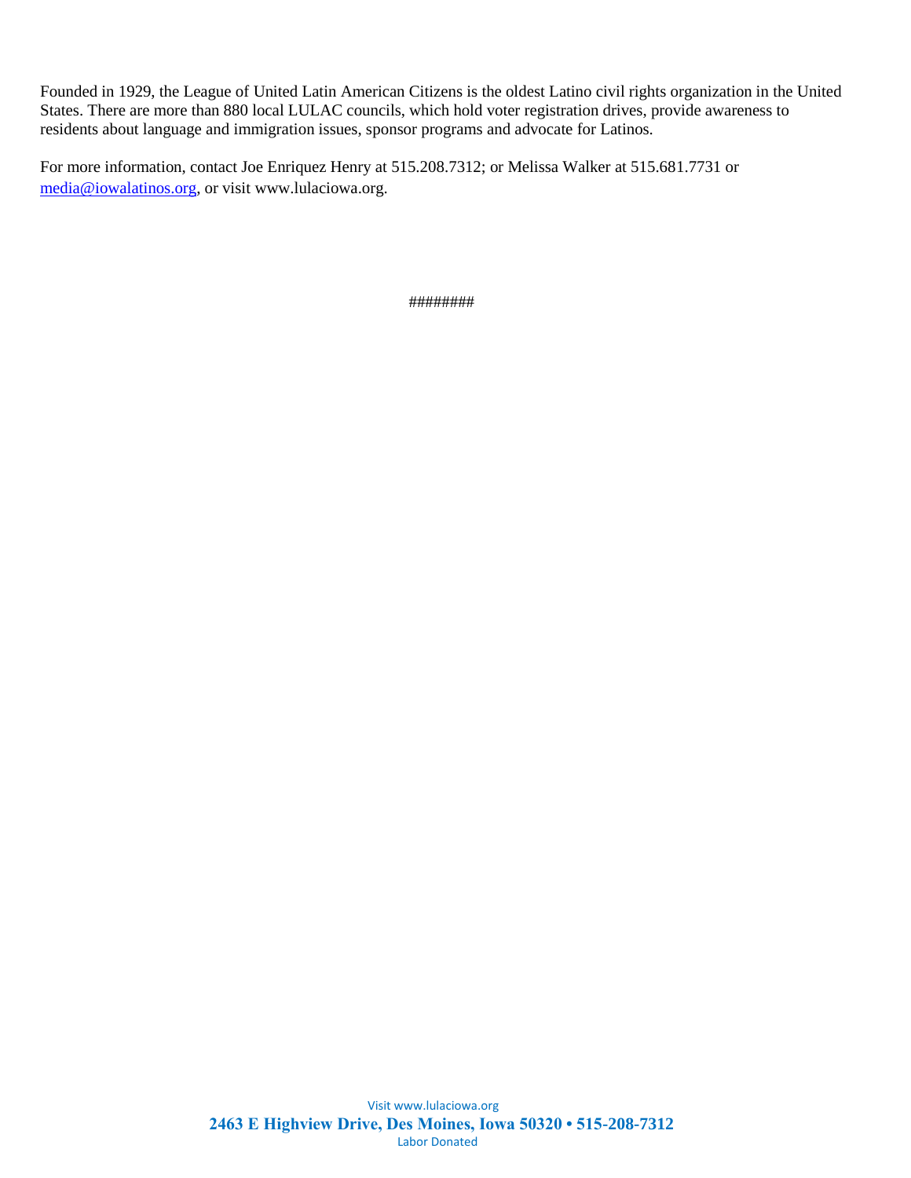Founded in 1929, the League of United Latin American Citizens is the oldest Latino civil rights organization in the United States. There are more than 880 local LULAC councils, which hold voter registration drives, provide awareness to residents about language and immigration issues, sponsor programs and advocate for Latinos.

For more information, contact Joe Enriquez Henry at 515.208.7312; or Melissa Walker at 515.681.7731 or media@iowalatinos.org, or visit www.lulaciowa.org.

########

Visit www.lulaciowa.org

**2463 E Highview Drive, Des Moines, Iowa 50320 • 515-208-7312**

Labor Donated